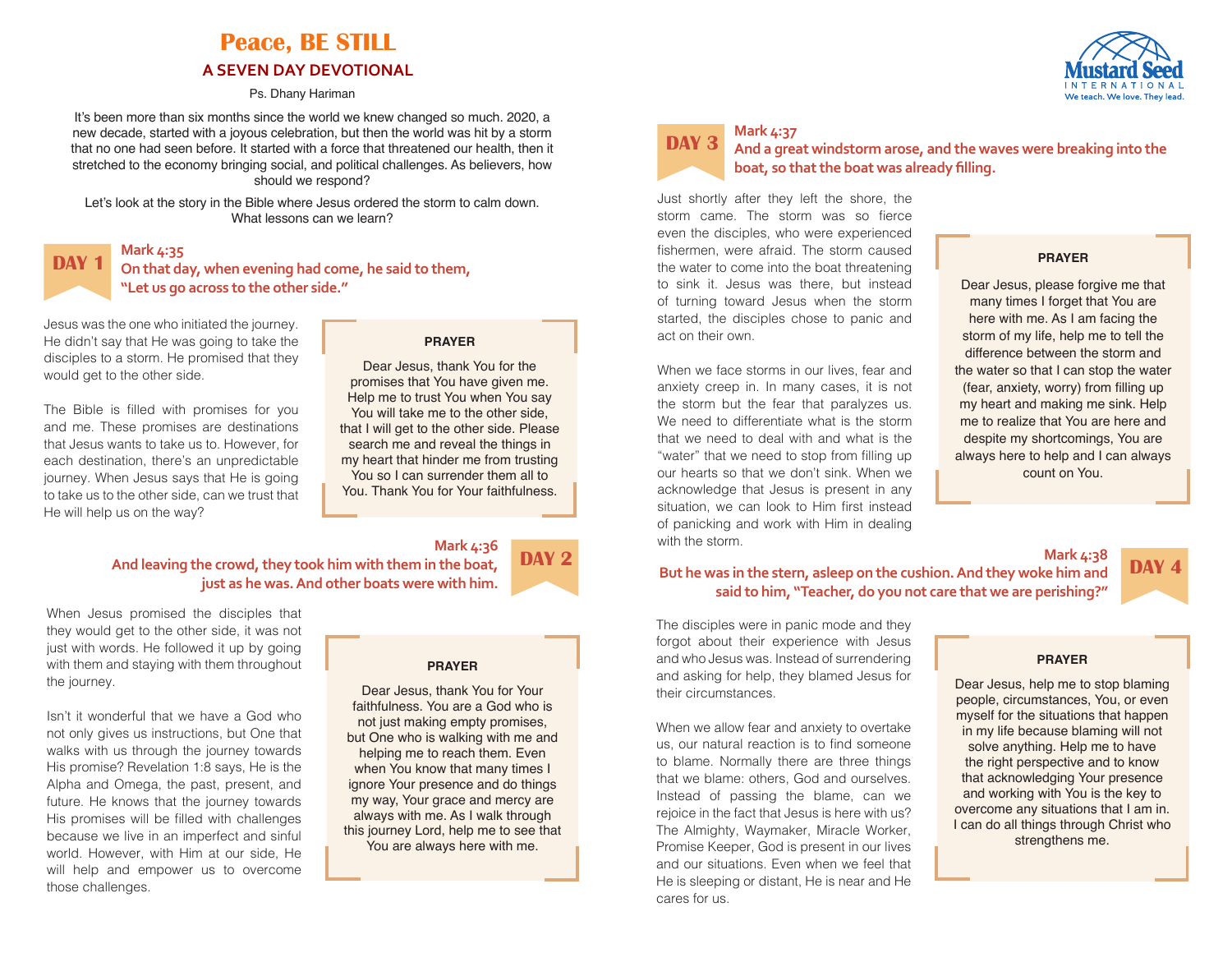# Peace, BE STILL

## A SEVEN DAY DEVOTIONAL

Ps. Dhany Hariman

It's been more than six months since the world we knew changed so much. 2020, a new decade, started with a joyous celebration, but then the world was hit by a storm that no one had seen before. It started with a force that threatened our health, then it stretched to the economy bringing social, and political challenges. As believers, how should we respond?

Let's look at the story in the Bible where Jesus ordered the storm to calm down. What lessons can we learn?

## DAY 1

**Mark 4:35**
**On that day, when evening had come, he said to them, "Let us go across to the other side."**

Jesus was the one who initiated the journey. He didn't say that He was going to take the disciples to a storm. He promised that they would get to the other side.

The Bible is filled with promises for you and me. These promises are destinations that Jesus wants to take us to. However, for each destination, there's an unpredictable journey. When Jesus says that He is going to take us to the other side, can we trust that He will help us on the way?

**PRAYER**

Dear Jesus, thank You for the promises that You have given me. Help me to trust You when You say You will take me to the other side, that I will get to the other side. Please search me and reveal the things in my heart that hinder me from trusting You so I can surrender them all to You. Thank You for Your faithfulness.

## DAY 2

**Mark 4:36**
**And leaving the crowd, they took him with them in the boat, just as he was. And other boats were with him.**

When Jesus promised the disciples that they would get to the other side, it was not just with words. He followed it up by going with them and staying with them throughout the journey.

Isn't it wonderful that we have a God who not only gives us instructions, but One that walks with us through the journey towards His promise? Revelation 1:8 says, He is the Alpha and Omega, the past, present, and future. He knows that the journey towards His promises will be filled with challenges because we live in an imperfect and sinful world. However, with Him at our side, He will help and empower us to overcome those challenges.

**PRAYER**

Dear Jesus, thank You for Your faithfulness. You are a God who is not just making empty promises, but One who is walking with me and helping me to reach them. Even when You know that many times I ignore Your presence and do things my way, Your grace and mercy are always with me. As I walk through this journey Lord, help me to see that You are always here with me.

## DAY 3

**Mark 4:37**
**And a great windstorm arose, and the waves were breaking into the boat, so that the boat was already filling.**

Just shortly after they left the shore, the storm came. The storm was so fierce even the disciples, who were experienced fishermen, were afraid. The storm caused the water to come into the boat threatening to sink it. Jesus was there, but instead of turning toward Jesus when the storm started, the disciples chose to panic and act on their own.

When we face storms in our lives, fear and anxiety creep in. In many cases, it is not the storm but the fear that paralyzes us. We need to differentiate what is the storm that we need to deal with and what is the "water" that we need to stop from filling up our hearts so that we don't sink. When we acknowledge that Jesus is present in any situation, we can look to Him first instead of panicking and work with Him in dealing with the storm.

**PRAYER**

Dear Jesus, please forgive me that many times I forget that You are here with me. As I am facing the storm of my life, help me to tell the difference between the storm and the water so that I can stop the water (fear, anxiety, worry) from filling up my heart and making me sink. Help me to realize that You are here and despite my shortcomings, You are always here to help and I can always count on You.

## DAY 4

**Mark 4:38**
**But he was in the stern, asleep on the cushion. And they woke him and said to him, "Teacher, do you not care that we are perishing?"**

The disciples were in panic mode and they forgot about their experience with Jesus and who Jesus was. Instead of surrendering and asking for help, they blamed Jesus for their circumstances.

When we allow fear and anxiety to overtake us, our natural reaction is to find someone to blame. Normally there are three things that we blame: others, God and ourselves. Instead of passing the blame, can we rejoice in the fact that Jesus is here with us? The Almighty, Waymaker, Miracle Worker, Promise Keeper, God is present in our lives and our situations. Even when we feel that He is sleeping or distant, He is near and He cares for us.

**PRAYER**

Dear Jesus, help me to stop blaming people, circumstances, You, or even myself for the situations that happen in my life because blaming will not solve anything. Help me to have the right perspective and to know that acknowledging Your presence and working with You is the key to overcome any situations that I am in. I can do all things through Christ who strengthens me.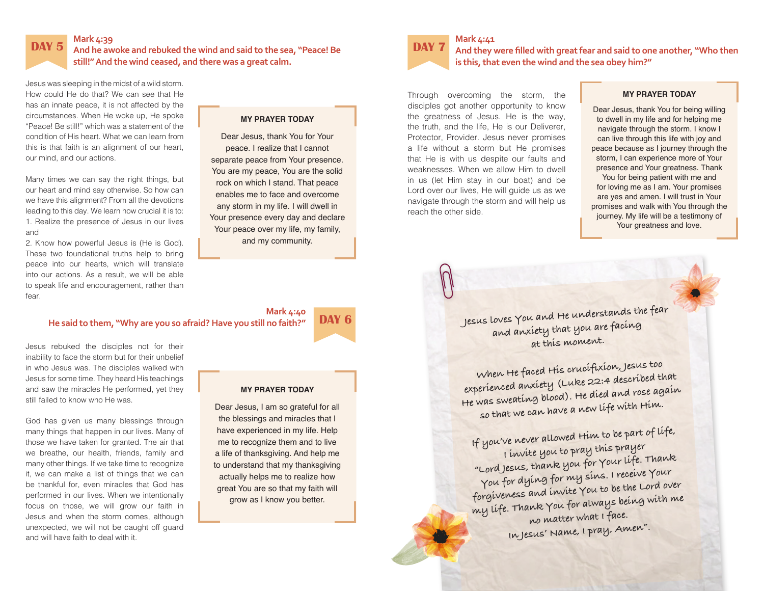## DAY 5

**Mark 4:39**

**And he awoke and rebuked the wind and said to the sea, "Peace! Be still!" And the wind ceased, and there was a great calm.**

Jesus was sleeping in the midst of a wild storm. How could He do that? We can see that He has an innate peace, it is not affected by the circumstances. When He woke up, He spoke "Peace! Be still!" which was a statement of the condition of His heart. What we can learn from this is that faith is an alignment of our heart, our mind, and our actions.

Many times we can say the right things, but our heart and mind say otherwise. So how can we have this alignment? From all the devotions leading to this day. We learn how crucial it is to:

1. Realize the presence of Jesus in our lives and
2. Know how powerful Jesus is (He is God).

These two foundational truths help to bring peace into our hearts, which will translate into our actions. As a result, we will be able to speak life and encouragement, rather than fear.

**MY PRAYER TODAY**

Dear Jesus, thank You for Your peace. I realize that I cannot separate peace from Your presence. You are my peace, You are the solid rock on which I stand. That peace enables me to face and overcome any storm in my life. I will dwell in Your presence every day and declare Your peace over my life, my family, and my community.

## DAY 6

**Mark 4:40**

**He said to them, "Why are you so afraid? Have you still no faith?"**

Jesus rebuked the disciples not for their inability to face the storm but for their unbelief in who Jesus was. The disciples walked with Jesus for some time. They heard His teachings and saw the miracles He performed, yet they still failed to know who He was.

God has given us many blessings through many things that happen in our lives. Many of those we have taken for granted. The air that we breathe, our health, friends, family and many other things. If we take time to recognize it, we can make a list of things that we can be thankful for, even miracles that God has performed in our lives. When we intentionally focus on those, we will grow our faith in Jesus and when the storm comes, although unexpected, we will not be caught off guard and will have faith to deal with it.

**MY PRAYER TODAY**

Dear Jesus, I am so grateful for all the blessings and miracles that I have experienced in my life. Help me to recognize them and to live a life of thanksgiving. And help me to understand that my thanksgiving actually helps me to realize how great You are so that my faith will grow as I know you better.

## DAY 7

**Mark 4:41**

**And they were filled with great fear and said to one another, "Who then is this, that even the wind and the sea obey him?"**

Through overcoming the storm, the disciples got another opportunity to know the greatness of Jesus. He is the way, the truth, and the life, He is our Deliverer, Protector, Provider. Jesus never promises a life without a storm but He promises that He is with us despite our faults and weaknesses. When we allow Him to dwell in us (let Him stay in our boat) and be Lord over our lives, He will guide us as we navigate through the storm and will help us reach the other side.

**MY PRAYER TODAY**

Dear Jesus, thank You for being willing to dwell in my life and for helping me navigate through the storm. I know I can live through this life with joy and peace because as I journey through the storm, I can experience more of Your presence and Your greatness. Thank You for being patient with me and for loving me as I am. Your promises are yes and amen. I will trust in Your promises and walk with You through the journey. My life will be a testimony of Your greatness and love.

Jesus loves You and He understands the fear and anxiety that you are facing at this moment.

When He faced His crucifixion, Jesus too experienced anxiety (Luke 22:4 described that He was sweating blood). He died and rose again so that we can have a new life with Him.

If you've never allowed Him to be part of life, I invite you to pray this prayer "Lord Jesus, thank you for Your life. Thank You for dying for my sins. I receive Your forgiveness and invite You to be the Lord over my life. Thank You for always being with me no matter what I face. In Jesus' Name, I pray, Amen".